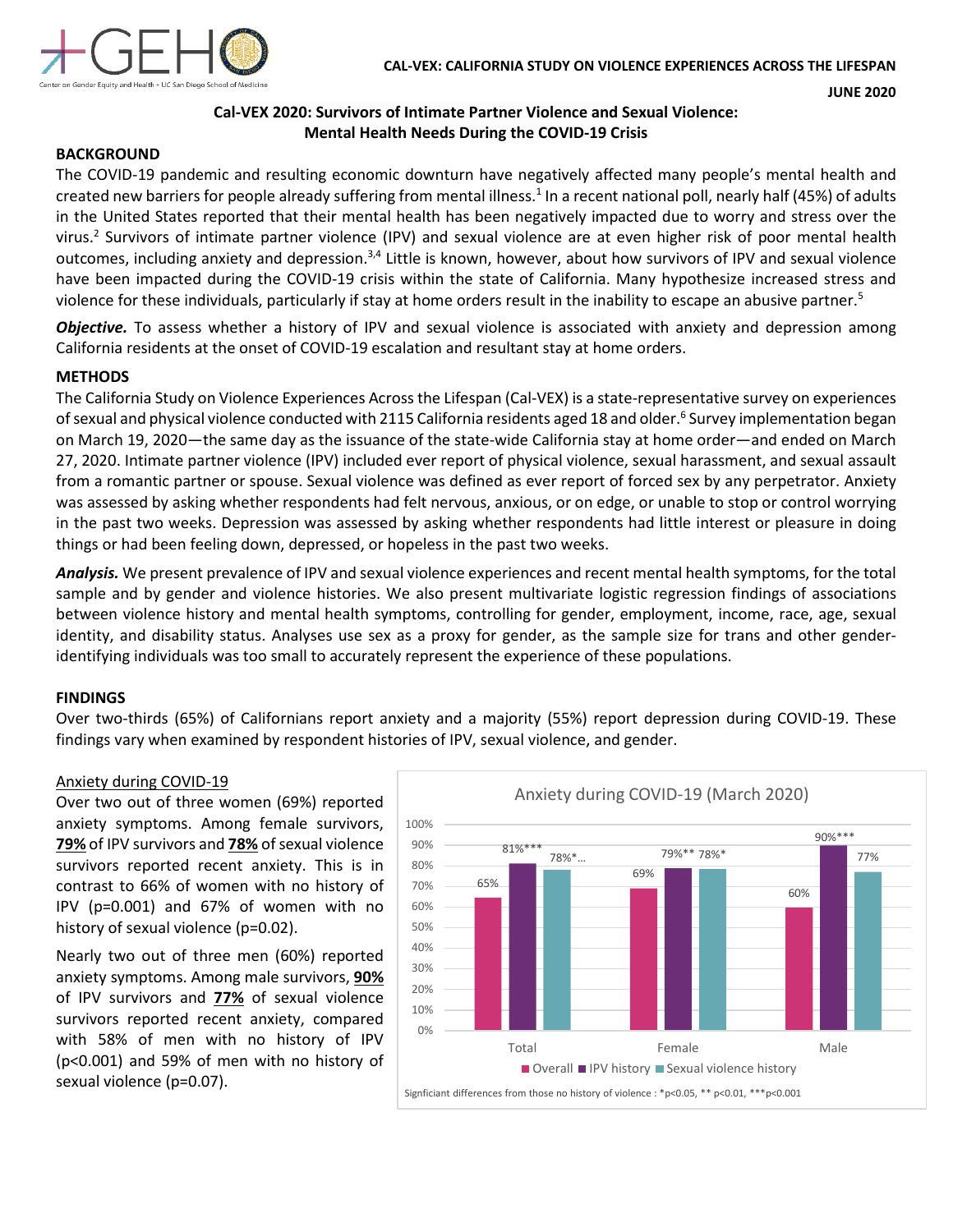CAL-VEX: CALIFORNIA STUDY ON VIOLENCE EXPERIENCES ACROSS THE LIFESPAN

JUNE 2020

# Cal-VEX 2020: Survivors of Intimate Partner Violence and Sexual Violence: Mental Health Needs During the COVID-19 Crisis

## BACKGROUND

The COVID-19 pandemic and resulting economic downturn have negatively affected many people's mental health and created new barriers for people already suffering from mental illness.[1] In a recent national poll, nearly half (45%) of adults in the United States reported that their mental health has been negatively impacted due to worry and stress over the virus.[2] Survivors of intimate partner violence (IPV) and sexual violence are at even higher risk of poor mental health outcomes, including anxiety and depression.[3,4] Little is known, however, about how survivors of IPV and sexual violence have been impacted during the COVID-19 crisis within the state of California. Many hypothesize increased stress and violence for these individuals, particularly if stay at home orders result in the inability to escape an abusive partner.[5]

***Objective.*** To assess whether a history of IPV and sexual violence is associated with anxiety and depression among California residents at the onset of COVID-19 escalation and resultant stay at home orders.

## METHODS

The California Study on Violence Experiences Across the Lifespan (Cal-VEX) is a state-representative survey on experiences of sexual and physical violence conducted with 2115 California residents aged 18 and older.[6] Survey implementation began on March 19, 2020—the same day as the issuance of the state-wide California stay at home order—and ended on March 27, 2020. Intimate partner violence (IPV) included ever report of physical violence, sexual harassment, and sexual assault from a romantic partner or spouse. Sexual violence was defined as ever report of forced sex by any perpetrator. Anxiety was assessed by asking whether respondents had felt nervous, anxious, or on edge, or unable to stop or control worrying in the past two weeks. Depression was assessed by asking whether respondents had little interest or pleasure in doing things or had been feeling down, depressed, or hopeless in the past two weeks.

***Analysis.*** We present prevalence of IPV and sexual violence experiences and recent mental health symptoms, for the total sample and by gender and violence histories. We also present multivariate logistic regression findings of associations between violence history and mental health symptoms, controlling for gender, employment, income, race, age, sexual identity, and disability status. Analyses use sex as a proxy for gender, as the sample size for trans and other gender-identifying individuals was too small to accurately represent the experience of these populations.

## FINDINGS

Over two-thirds (65%) of Californians report anxiety and a majority (55%) report depression during COVID-19. These findings vary when examined by respondent histories of IPV, sexual violence, and gender.

### Anxiety during COVID-19

Over two out of three women (69%) reported anxiety symptoms. Among female survivors, **79%** of IPV survivors and **78%** of sexual violence survivors reported recent anxiety. This is in contrast to 66% of women with no history of IPV ($p=0.001$) and 67% of women with no history of sexual violence ($p=0.02$).

Nearly two out of three men (60%) reported anxiety symptoms. Among male survivors, **90%** of IPV survivors and **77%** of sexual violence survivors reported recent anxiety, compared with 58% of men with no history of IPV ($p<0.001$) and 59% of men with no history of sexual violence ($p=0.07$).

**Anxiety during COVID-19 (March 2020)**

| | Overall | IPV history | Sexual violence history |
|---|---|---|---|
| Total | 65% | 81%*** | 78%*... |
| Female | 69% | 79%** | 78%* |
| Male | 60% | 90%*** | 77% |

Signficiant differences from those no history of violence : *p<0.05, ** p<0.01, ***p<0.001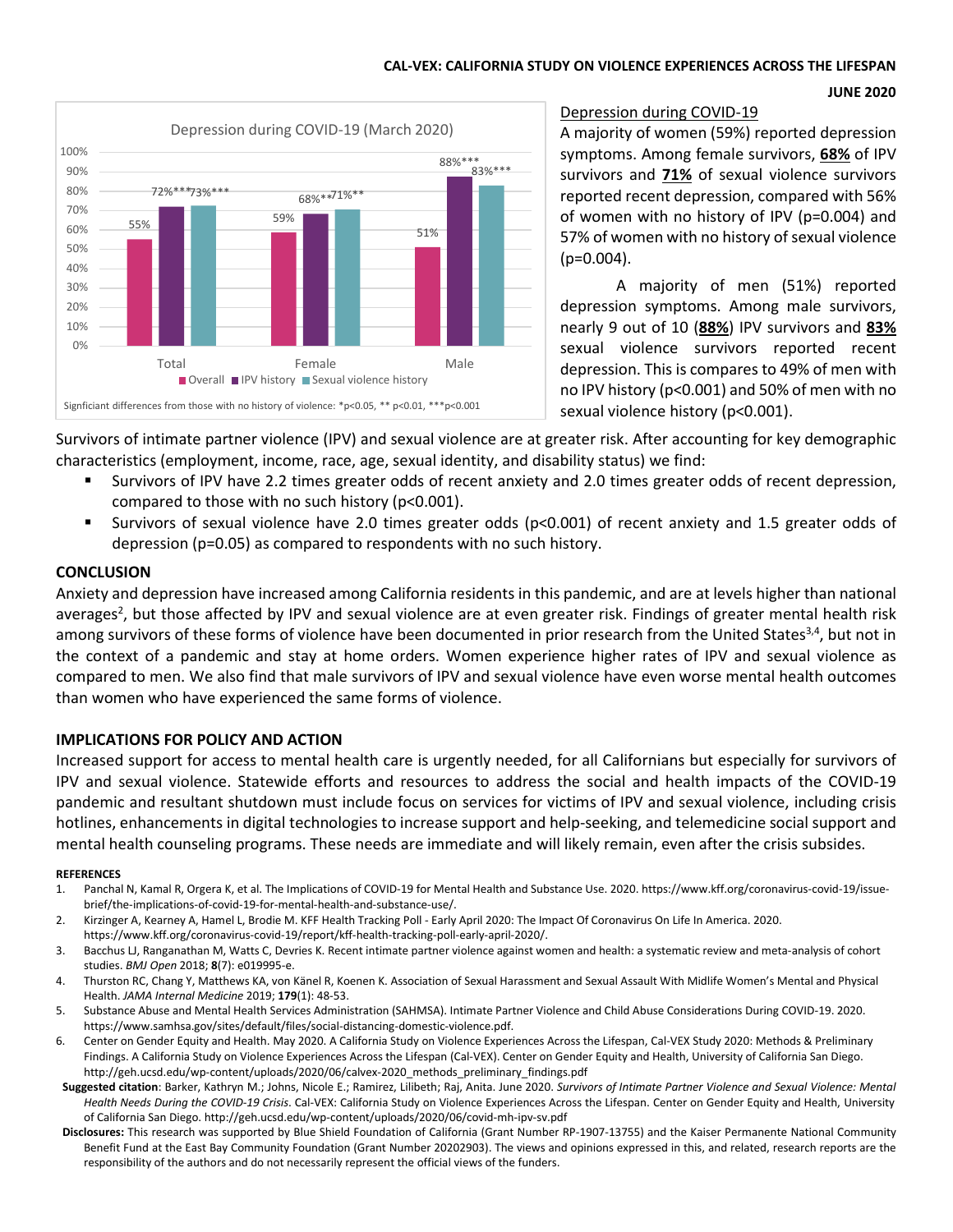**CAL-VEX: CALIFORNIA STUDY ON VIOLENCE EXPERIENCES ACROSS THE LIFESPAN**

**JUNE 2020**

Depression during COVID-19 (March 2020)

100%
90%
80%
70%
60%
50%
40%
30%
20%
10%
0%

55% 72%*** 73%*** 59% 68%** 71%** 51% 88%*** 83%***

Total Female Male

Overall IPV history Sexual violence history

Signficiant differences from those with no history of violence: *p<0.05, ** p<0.01, ***p<0.001

## Depression during COVID-19

A majority of women (59%) reported depression symptoms. Among female survivors, **68%** of IPV survivors and **71%** of sexual violence survivors reported recent depression, compared with 56% of women with no history of IPV (p=0.004) and 57% of women with no history of sexual violence (p=0.004).

A majority of men (51%) reported depression symptoms. Among male survivors, nearly 9 out of 10 (**88%**) IPV survivors and **83%** sexual violence survivors reported recent depression. This is compares to 49% of men with no IPV history (p<0.001) and 50% of men with no sexual violence history (p<0.001).

Survivors of intimate partner violence (IPV) and sexual violence are at greater risk. After accounting for key demographic characteristics (employment, income, race, age, sexual identity, and disability status) we find:

- Survivors of IPV have 2.2 times greater odds of recent anxiety and 2.0 times greater odds of recent depression, compared to those with no such history (p<0.001).
- Survivors of sexual violence have 2.0 times greater odds (p<0.001) of recent anxiety and 1.5 greater odds of depression (p=0.05) as compared to respondents with no such history.

## CONCLUSION

Anxiety and depression have increased among California residents in this pandemic, and are at levels higher than national averages[2], but those affected by IPV and sexual violence are at even greater risk. Findings of greater mental health risk among survivors of these forms of violence have been documented in prior research from the United States[3,4], but not in the context of a pandemic and stay at home orders. Women experience higher rates of IPV and sexual violence as compared to men. We also find that male survivors of IPV and sexual violence have even worse mental health outcomes than women who have experienced the same forms of violence.

## IMPLICATIONS FOR POLICY AND ACTION

Increased support for access to mental health care is urgently needed, for all Californians but especially for survivors of IPV and sexual violence. Statewide efforts and resources to address the social and health impacts of the COVID-19 pandemic and resultant shutdown must include focus on services for victims of IPV and sexual violence, including crisis hotlines, enhancements in digital technologies to increase support and help-seeking, and telemedicine social support and mental health counseling programs. These needs are immediate and will likely remain, even after the crisis subsides.

#### REFERENCES

1. Panchal N, Kamal R, Orgera K, et al. The Implications of COVID-19 for Mental Health and Substance Use. 2020. https://www.kff.org/coronavirus-covid-19/issue-brief/the-implications-of-covid-19-for-mental-health-and-substance-use/.
2. Kirzinger A, Kearney A, Hamel L, Brodie M. KFF Health Tracking Poll - Early April 2020: The Impact Of Coronavirus On Life In America. 2020. https://www.kff.org/coronavirus-covid-19/report/kff-health-tracking-poll-early-april-2020/.
3. Bacchus LJ, Ranganathan M, Watts C, Devries K. Recent intimate partner violence against women and health: a systematic review and meta-analysis of cohort studies. *BMJ Open* 2018; **8**(7): e019995-e.
4. Thurston RC, Chang Y, Matthews KA, von Känel R, Koenen K. Association of Sexual Harassment and Sexual Assault With Midlife Women's Mental and Physical Health. *JAMA Internal Medicine* 2019; **179**(1): 48-53.
5. Substance Abuse and Mental Health Services Administration (SAHMSA). Intimate Partner Violence and Child Abuse Considerations During COVID-19. 2020. https://www.samhsa.gov/sites/default/files/social-distancing-domestic-violence.pdf.
6. Center on Gender Equity and Health. May 2020. A California Study on Violence Experiences Across the Lifespan, Cal-VEX Study 2020: Methods & Preliminary Findings. A California Study on Violence Experiences Across the Lifespan (Cal-VEX). Center on Gender Equity and Health, University of California San Diego. http://geh.ucsd.edu/wp-content/uploads/2020/06/calvex-2020_methods_preliminary_findings.pdf

**Suggested citation**: Barker, Kathryn M.; Johns, Nicole E.; Ramirez, Lilibeth; Raj, Anita. June 2020. *Survivors of Intimate Partner Violence and Sexual Violence: Mental Health Needs During the COVID-19 Crisis*. Cal-VEX: California Study on Violence Experiences Across the Lifespan. Center on Gender Equity and Health, University of California San Diego. http://geh.ucsd.edu/wp-content/uploads/2020/06/covid-mh-ipv-sv.pdf

**Disclosures:** This research was supported by Blue Shield Foundation of California (Grant Number RP-1907-13755) and the Kaiser Permanente National Community Benefit Fund at the East Bay Community Foundation (Grant Number 20202903). The views and opinions expressed in this, and related, research reports are the responsibility of the authors and do not necessarily represent the official views of the funders.